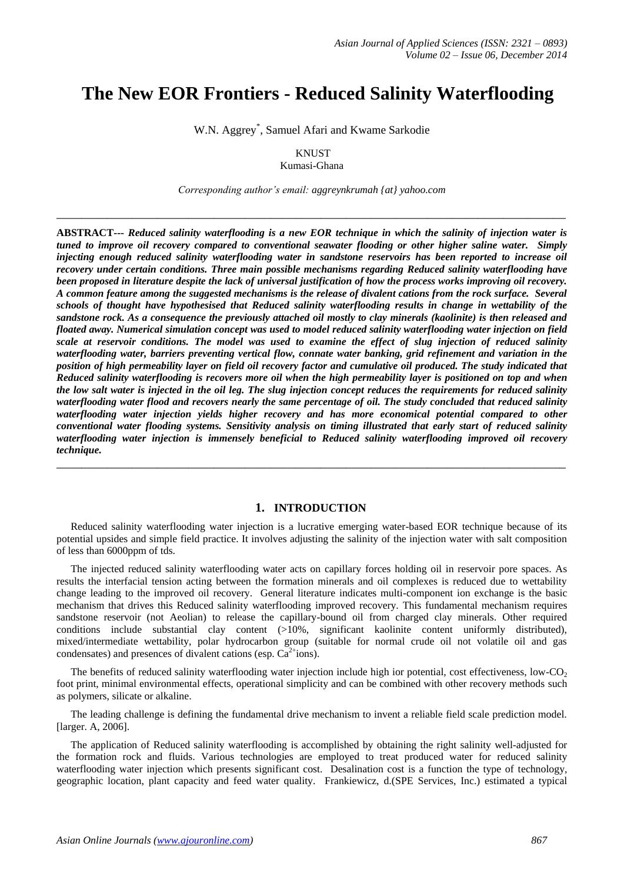# The New EOR Frontiers - Reduced Salinity Waterflooding

W.N. Aggrey*, Samuel Afari and Kwame Sarkodie

KNUST
Kumasi-Ghana

*Corresponding author's email: aggreynkrumah {at} yahoo.com*

---

**ABSTRACT---** ***Reduced salinity waterflooding is a new EOR technique in which the salinity of injection water is tuned to improve oil recovery compared to conventional seawater flooding or other higher saline water. Simply injecting enough reduced salinity waterflooding water in sandstone reservoirs has been reported to increase oil recovery under certain conditions. Three main possible mechanisms regarding Reduced salinity waterflooding have been proposed in literature despite the lack of universal justification of how the process works improving oil recovery. A common feature among the suggested mechanisms is the release of divalent cations from the rock surface. Several schools of thought have hypothesised that Reduced salinity waterflooding results in change in wettability of the sandstone rock. As a consequence the previously attached oil mostly to clay minerals (kaolinite) is then released and floated away. Numerical simulation concept was used to model reduced salinity waterflooding water injection on field scale at reservoir conditions. The model was used to examine the effect of slug injection of reduced salinity waterflooding water, barriers preventing vertical flow, connate water banking, grid refinement and variation in the position of high permeability layer on field oil recovery factor and cumulative oil produced. The study indicated that Reduced salinity waterflooding is recovers more oil when the high permeability layer is positioned on top and when the low salt water is injected in the oil leg. The slug injection concept reduces the requirements for reduced salinity waterflooding water flood and recovers nearly the same percentage of oil. The study concluded that reduced salinity waterflooding water injection yields higher recovery and has more economical potential compared to other conventional water flooding systems. Sensitivity analysis on timing illustrated that early start of reduced salinity waterflooding water injection is immensely beneficial to Reduced salinity waterflooding improved oil recovery technique.***

---

## 1. INTRODUCTION

Reduced salinity waterflooding water injection is a lucrative emerging water-based EOR technique because of its potential upsides and simple field practice. It involves adjusting the salinity of the injection water with salt composition of less than 6000ppm of tds.

The injected reduced salinity waterflooding water acts on capillary forces holding oil in reservoir pore spaces. As results the interfacial tension acting between the formation minerals and oil complexes is reduced due to wettability change leading to the improved oil recovery. General literature indicates multi-component ion exchange is the basic mechanism that drives this Reduced salinity waterflooding improved recovery. This fundamental mechanism requires sandstone reservoir (not Aeolian) to release the capillary-bound oil from charged clay minerals. Other required conditions include substantial clay content (>10%, significant kaolinite content uniformly distributed), mixed/intermediate wettability, polar hydrocarbon group (suitable for normal crude oil not volatile oil and gas condensates) and presences of divalent cations (esp. $Ca^{2+}$ions).

The benefits of reduced salinity waterflooding water injection include high ior potential, cost effectiveness, low-$CO_2$ foot print, minimal environmental effects, operational simplicity and can be combined with other recovery methods such as polymers, silicate or alkaline.

The leading challenge is defining the fundamental drive mechanism to invent a reliable field scale prediction model. [larger. A, 2006].

The application of Reduced salinity waterflooding is accomplished by obtaining the right salinity well-adjusted for the formation rock and fluids. Various technologies are employed to treat produced water for reduced salinity waterflooding water injection which presents significant cost. Desalination cost is a function the type of technology, geographic location, plant capacity and feed water quality. Frankiewicz, d.(SPE Services, Inc.) estimated a typical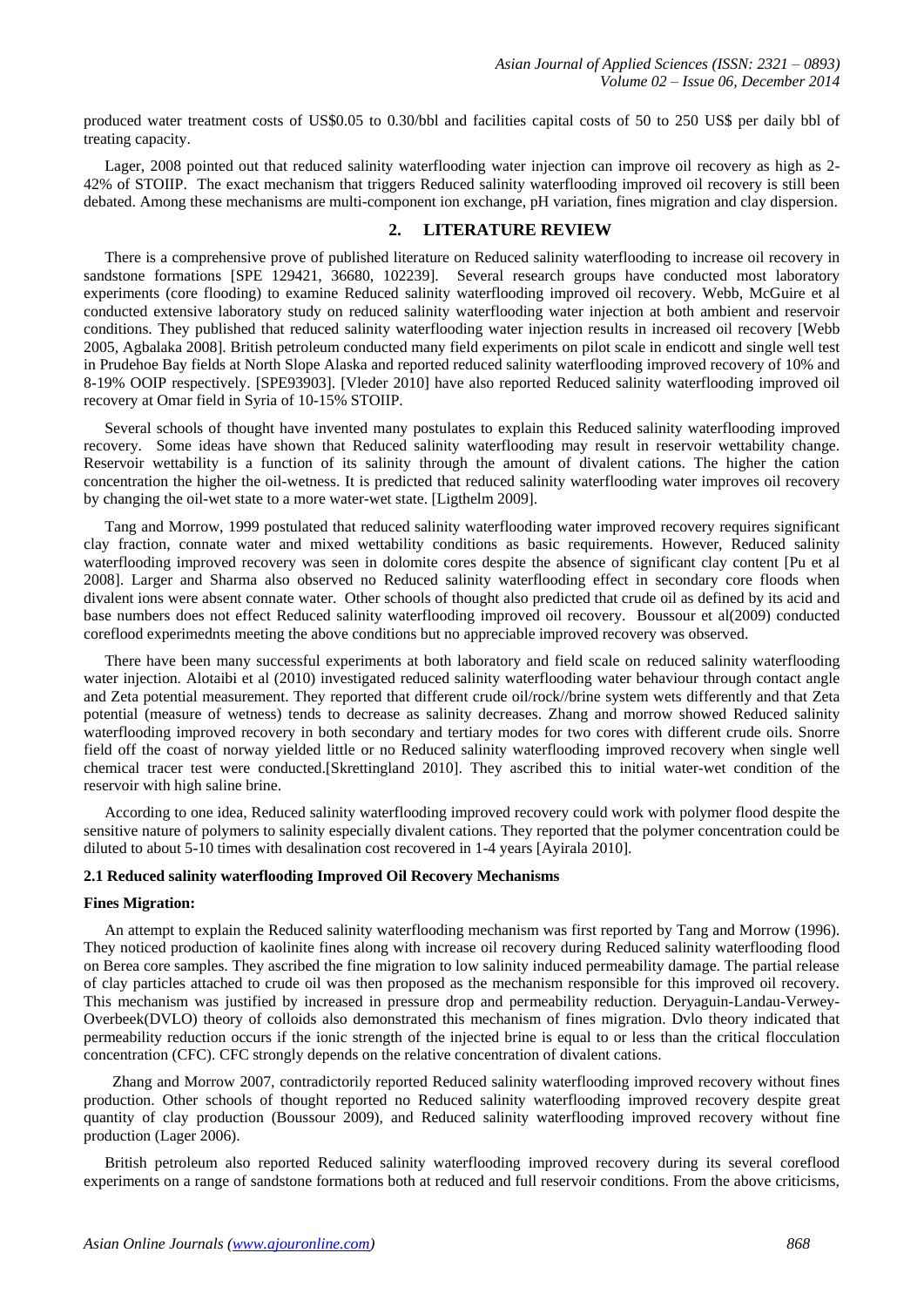produced water treatment costs of US$0.05 to 0.30/bbl and facilities capital costs of 50 to 250 US$ per daily bbl of treating capacity.

Lager, 2008 pointed out that reduced salinity waterflooding water injection can improve oil recovery as high as 2-42% of STOIIP. The exact mechanism that triggers Reduced salinity waterflooding improved oil recovery is still been debated. Among these mechanisms are multi-component ion exchange, pH variation, fines migration and clay dispersion.

## 2. LITERATURE REVIEW

There is a comprehensive prove of published literature on Reduced salinity waterflooding to increase oil recovery in sandstone formations [SPE 129421, 36680, 102239]. Several research groups have conducted most laboratory experiments (core flooding) to examine Reduced salinity waterflooding improved oil recovery. Webb, McGuire et al conducted extensive laboratory study on reduced salinity waterflooding water injection at both ambient and reservoir conditions. They published that reduced salinity waterflooding water injection results in increased oil recovery [Webb 2005, Agbalaka 2008]. British petroleum conducted many field experiments on pilot scale in endicott and single well test in Prudehoe Bay fields at North Slope Alaska and reported reduced salinity waterflooding improved recovery of 10% and 8-19% OOIP respectively. [SPE93903]. [Vleder 2010] have also reported Reduced salinity waterflooding improved oil recovery at Omar field in Syria of 10-15% STOIIP.

Several schools of thought have invented many postulates to explain this Reduced salinity waterflooding improved recovery. Some ideas have shown that Reduced salinity waterflooding may result in reservoir wettability change. Reservoir wettability is a function of its salinity through the amount of divalent cations. The higher the cation concentration the higher the oil-wetness. It is predicted that reduced salinity waterflooding water improves oil recovery by changing the oil-wet state to a more water-wet state. [Ligthelm 2009].

Tang and Morrow, 1999 postulated that reduced salinity waterflooding water improved recovery requires significant clay fraction, connate water and mixed wettability conditions as basic requirements. However, Reduced salinity waterflooding improved recovery was seen in dolomite cores despite the absence of significant clay content [Pu et al 2008]. Larger and Sharma also observed no Reduced salinity waterflooding effect in secondary core floods when divalent ions were absent connate water. Other schools of thought also predicted that crude oil as defined by its acid and base numbers does not effect Reduced salinity waterflooding improved recovery. Boussour et al(2009) conducted coreflood experimednts meeting the above conditions but no appreciable improved recovery was observed.

There have been many successful experiments at both laboratory and field scale on reduced salinity waterflooding water injection. Alotaibi et al (2010) investigated reduced salinity waterflooding water behaviour through contact angle and Zeta potential measurement. They reported that different crude oil/rock//brine system wets differently and that Zeta potential (measure of wetness) tends to decrease as salinity decreases. Zhang and morrow showed Reduced salinity waterflooding improved recovery in both secondary and tertiary modes for two cores with different crude oils. Snorre field off the coast of norway yielded little or no Reduced salinity waterflooding improved recovery when single well chemical tracer test were conducted.[Skrettingland 2010]. They ascribed this to initial water-wet condition of the reservoir with high saline brine.

According to one idea, Reduced salinity waterflooding improved recovery could work with polymer flood despite the sensitive nature of polymers to salinity especially divalent cations. They reported that the polymer concentration could be diluted to about 5-10 times with desalination cost recovered in 1-4 years [Ayirala 2010].

### 2.1 Reduced salinity waterflooding Improved Oil Recovery Mechanisms

**Fines Migration:**

An attempt to explain the Reduced salinity waterflooding mechanism was first reported by Tang and Morrow (1996). They noticed production of kaolinite fines along with increase oil recovery during Reduced salinity waterflooding flood on Berea core samples. They ascribed the fine migration to low salinity induced permeability damage. The partial release of clay particles attached to crude oil was then proposed as the mechanism responsible for this improved oil recovery. This mechanism was justified by increased in pressure drop and permeability reduction. Deryaguin-Landau-Verwey-Overbeek(DVLO) theory of colloids also demonstrated this mechanism of fines migration. Dvlo theory indicated that permeability reduction occurs if the ionic strength of the injected brine is equal to or less than the critical flocculation concentration (CFC). CFC strongly depends on the relative concentration of divalent cations.

Zhang and Morrow 2007, contradictorily reported Reduced salinity waterflooding improved recovery without fines production. Other schools of thought reported no Reduced salinity waterflooding improved recovery despite great quantity of clay production (Boussour 2009), and Reduced salinity waterflooding improved recovery without fine production (Lager 2006).

British petroleum also reported Reduced salinity waterflooding improved recovery during its several coreflood experiments on a range of sandstone formations both at reduced and full reservoir conditions. From the above criticisms,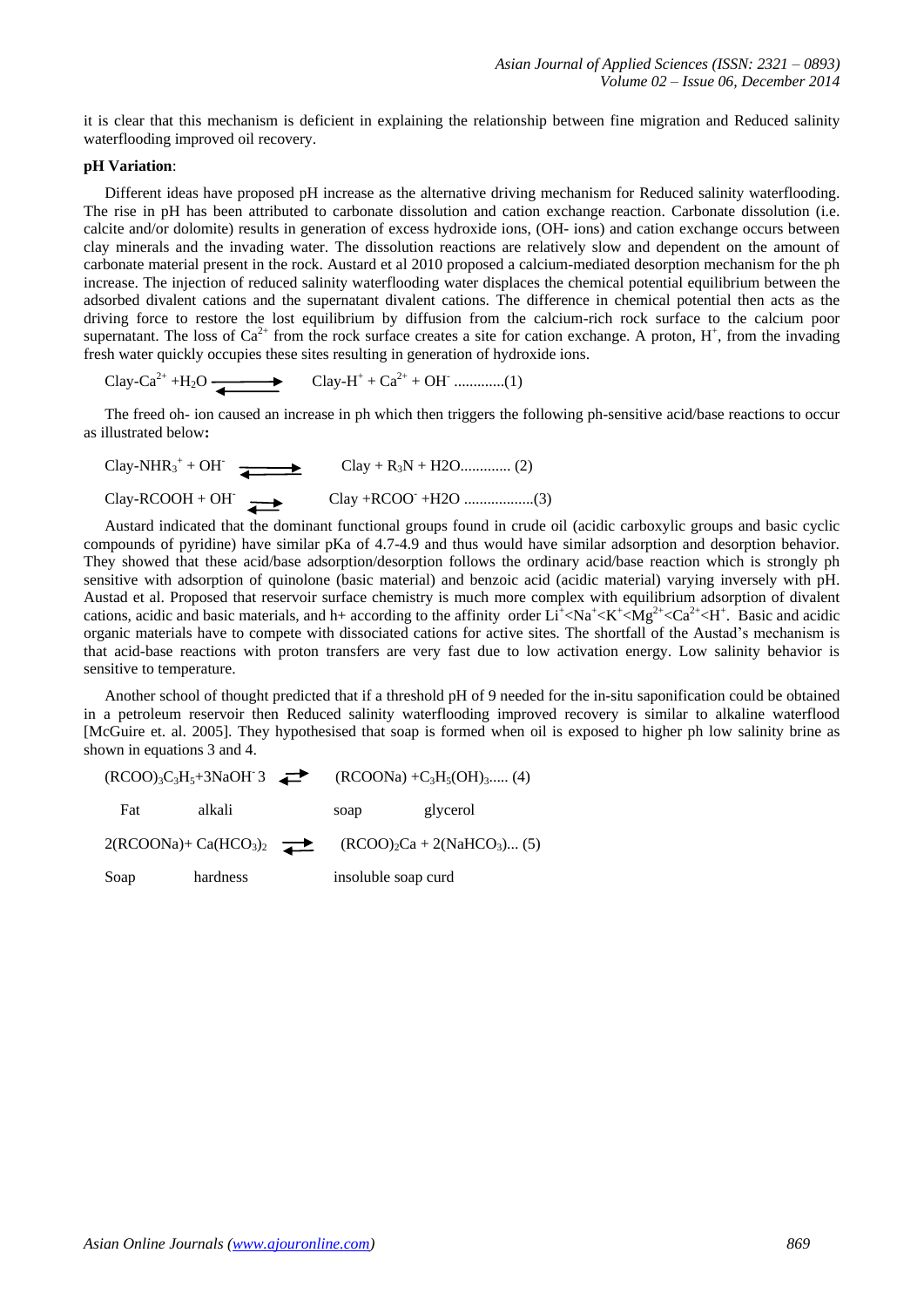it is clear that this mechanism is deficient in explaining the relationship between fine migration and Reduced salinity waterflooding improved oil recovery.

**pH Variation**:

Different ideas have proposed pH increase as the alternative driving mechanism for Reduced salinity waterflooding. The rise in pH has been attributed to carbonate dissolution and cation exchange reaction. Carbonate dissolution (i.e. calcite and/or dolomite) results in generation of excess hydroxide ions, (OH- ions) and cation exchange occurs between clay minerals and the invading water. The dissolution reactions are relatively slow and dependent on the amount of carbonate material present in the rock. Austard et al 2010 proposed a calcium-mediated desorption mechanism for the ph increase. The injection of reduced salinity waterflooding water displaces the chemical potential equilibrium between the adsorbed divalent cations and the supernatant divalent cations. The difference in chemical potential then acts as the driving force to restore the lost equilibrium by diffusion from the calcium-rich rock surface to the calcium poor supernatant. The loss of $Ca^{2+}$ from the rock surface creates a site for cation exchange. A proton, $H^{+}$, from the invading fresh water quickly occupies these sites resulting in generation of hydroxide ions.

$$\text{Clay-}Ca^{2+} + H_2O \rightleftharpoons \text{Clay-}H^{+} + Ca^{2+} + OH^{-} \quad \text{.............(1)}$$

The freed oh- ion caused an increase in ph which then triggers the following ph-sensitive acid/base reactions to occur as illustrated below**:**

$$\text{Clay-}NHR_3^{+} + OH^{-} \rightleftharpoons \text{Clay} + R_3N + H2O \quad \text{............. (2)}$$

$$\text{Clay-}RCOOH + OH^{-} \rightleftharpoons \text{Clay} + RCOO^{-} + H2O \quad \text{..................(3)}$$

Austard indicated that the dominant functional groups found in crude oil (acidic carboxylic groups and basic cyclic compounds of pyridine) have similar pKa of 4.7-4.9 and thus would have similar adsorption and desorption behavior. They showed that these acid/base adsorption/desorption follows the ordinary acid/base reaction which is strongly ph sensitive with adsorption of quinolone (basic material) and benzoic acid (acidic material) varying inversely with pH. Austad et al. Proposed that reservoir surface chemistry is much more complex with equilibrium adsorption of divalent cations, acidic and basic materials, and h+ according to the affinity order $Li^{+}<Na^{+}<K^{+}<Mg^{2+}<Ca^{2+}<H^{+}$. Basic and acidic organic materials have to compete with dissociated cations for active sites. The shortfall of the Austad's mechanism is that acid-base reactions with proton transfers are very fast due to low activation energy. Low salinity behavior is sensitive to temperature.

Another school of thought predicted that if a threshold pH of 9 needed for the in-situ saponification could be obtained in a petroleum reservoir then Reduced salinity waterflooding improved recovery is similar to alkaline waterflood [McGuire et. al. 2005]. They hypothesised that soap is formed when oil is exposed to higher ph low salinity brine as shown in equations 3 and 4.

$$(RCOO)_3C_3H_5 + 3NaOH^{-}3 \rightleftharpoons (RCOONa) + C_3H_5(OH)_3 \quad \text{..... (4)}$$

Fat  alkali  soap  glycerol

$$2(RCOONa) + Ca(HCO_3)_2 \rightleftharpoons (RCOO)_2Ca + 2(NaHCO_3) \quad \text{... (5)}$$

Soap  hardness  insoluble soap curd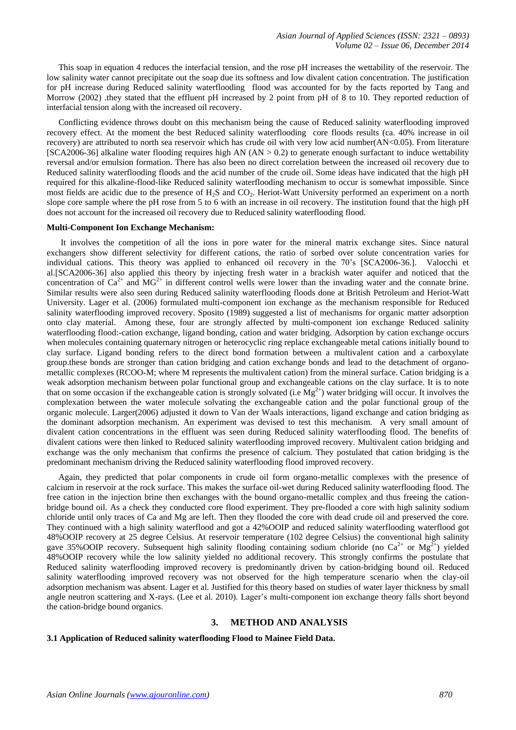This soap in equation 4 reduces the interfacial tension, and the rose pH increases the wettability of the reservoir. The low salinity water cannot precipitate out the soap due its softness and low divalent cation concentration. The justification for pH increase during Reduced salinity waterflooding flood was accounted for by the facts reported by Tang and Morrow (2002) .they stated that the effluent pH increased by 2 point from pH of 8 to 10. They reported reduction of interfacial tension along with the increased oil recovery.

Conflicting evidence throws doubt on this mechanism being the cause of Reduced salinity waterflooding improved recovery effect. At the moment the best Reduced salinity waterflooding core floods results (ca. 40% increase in oil recovery) are attributed to north sea reservoir which has crude oil with very low acid number(AN<0.05). From literature [SCA2006-36] alkaline water flooding requires high AN (AN > 0.2) to generate enough surfactant to induce wettability reversal and/or emulsion formation. There has also been no direct correlation between the increased oil recovery due to Reduced salinity waterflooding floods and the acid number of the crude oil. Some ideas have indicated that the high pH required for this alkaline-flood-like Reduced salinity waterflooding mechanism to occur is somewhat impossible. Since most fields are acidic due to the presence of $H_2S$ and $CO_2$. Heriot-Watt University performed an experiment on a north slope core sample where the pH rose from 5 to 6 with an increase in oil recovery. The institution found that the high pH does not account for the increased oil recovery due to Reduced salinity waterflooding flood.

**Multi-Component Ion Exchange Mechanism:**

It involves the competition of all the ions in pore water for the mineral matrix exchange sites. Since natural exchangers show different selectivity for different cations, the ratio of sorbed over solute concentration varies for individual cations. This theory was applied to enhanced oil recovery in the 70's [SCA2006-36.]. Valocchi et al.[SCA2006-36] also applied this theory by injecting fresh water in a brackish water aquifer and noticed that the concentration of $Ca^{2+}$ and $MG^{2+}$ in different control wells were lower than the invading water and the connate brine. Similar results were also seen during Reduced salinity waterflooding floods done at British Petroleum and Heriot-Watt University. Lager et al. (2006) formulated multi-component ion exchange as the mechanism responsible for Reduced salinity waterflooding improved recovery. Sposito (1989) suggested a list of mechanisms for organic matter adsorption onto clay material. Among these, four are strongly affected by multi-component ion exchange Reduced salinity waterflooding flood:-cation exchange, ligand bonding, cation and water bridging. Adsorption by cation exchange occurs when molecules containing quaternary nitrogen or heterocyclic ring replace exchangeable metal cations initially bound to clay surface. Ligand bonding refers to the direct bond formation between a multivalent cation and a carboxylate group.these bonds are stronger than cation bridging and cation exchange bonds and lead to the detachment of organo-metallic complexes (RCOO-M; where M represents the multivalent cation) from the mineral surface. Cation bridging is a weak adsorption mechanism between polar functional group and exchangeable cations on the clay surface. It is to note that on some occasion if the exchangeable cation is strongly solvated (i.e $Mg^{2+}$) water bridging will occur. It involves the complexation between the water molecule solvating the exchangeable cation and the polar functional group of the organic molecule. Larger(2006) adjusted it down to Van der Waals interactions, ligand exchange and cation bridging as the dominant adsorption mechanism. An experiment was devised to test this mechanism. A very small amount of divalent cation concentrations in the effluent was seen during Reduced salinity waterflooding flood. The benefits of divalent cations were then linked to Reduced salinity waterflooding improved recovery. Multivalent cation bridging and exchange was the only mechanism that confirms the presence of calcium. They postulated that cation bridging is the predominant mechanism driving the Reduced salinity waterflooding flood improved recovery.

Again, they predicted that polar components in crude oil form organo-metallic complexes with the presence of calcium in reservoir at the rock surface. This makes the surface oil-wet during Reduced salinity waterflooding flood. The free cation in the injection brine then exchanges with the bound organo-metallic complex and thus freeing the cation-bridge bound oil. As a check they conducted core flood experiment. They pre-flooded a core with high salinity sodium chloride until only traces of Ca and Mg are left. Then they flooded the core with dead crude oil and preserved the core. They continued with a high salinity waterflood and got a 42%OOIP and reduced salinity waterflooding waterflood got 48%OOIP recovery at 25 degree Celsius. At reservoir temperature (102 degree Celsius) the conventional high salinity gave 35%OOIP recovery. Subsequent high salinity flooding containing sodium chloride (no $Ca^{2+}$ or $Mg^{2+}$) yielded 48%OOIP recovery while the low salinity yielded no additional recovery. This strongly confirms the postulate that Reduced salinity waterflooding improved recovery is predominantly driven by cation-bridging bound oil. Reduced salinity waterflooding improved recovery was not observed for the high temperature scenario when the clay-oil adsorption mechanism was absent. Lager et al. Justified for this theory based on studies of water layer thickness by small angle neutron scattering and X-rays. (Lee et al. 2010). Lager's multi-component ion exchange theory falls short beyond the cation-bridge bound organics.

## 3. METHOD AND ANALYSIS

### 3.1 Application of Reduced salinity waterflooding Flood to Mainee Field Data.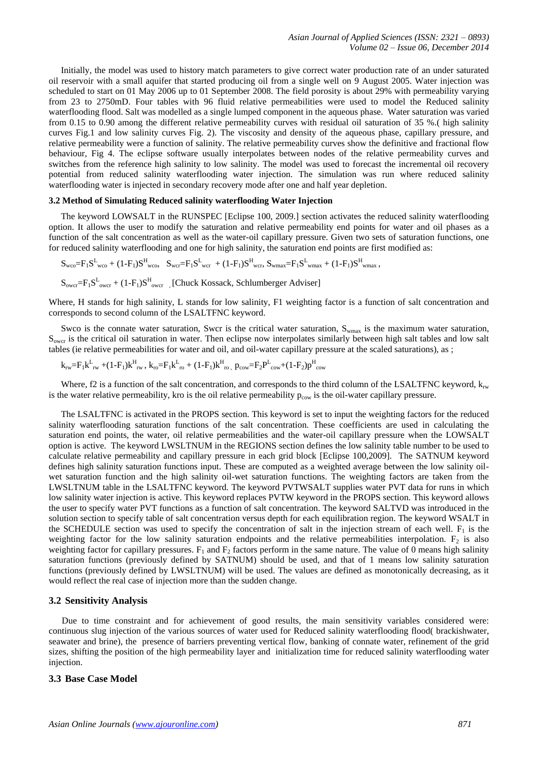Initially, the model was used to history match parameters to give correct water production rate of an under saturated oil reservoir with a small aquifer that started producing oil from a single well on 9 August 2005. Water injection was scheduled to start on 01 May 2006 up to 01 September 2008. The field porosity is about 29% with permeability varying from 23 to 2750mD. Four tables with 96 fluid relative permeabilities were used to model the Reduced salinity waterflooding flood. Salt was modelled as a single lumped component in the aqueous phase. Water saturation was varied from 0.15 to 0.90 among the different relative permeability curves with residual oil saturation of 35 %.( high salinity curves Fig.1 and low salinity curves Fig. 2). The viscosity and density of the aqueous phase, capillary pressure, and relative permeability were a function of salinity. The relative permeability curves show the definitive and fractional flow behaviour, Fig 4. The eclipse software usually interpolates between nodes of the relative permeability curves and switches from the reference high salinity to low salinity. The model was used to forecast the incremental oil recovery potential from reduced salinity waterflooding water injection. The simulation was run where reduced salinity waterflooding water is injected in secondary recovery mode after one and half year depletion.

### 3.2 Method of Simulating Reduced salinity waterflooding Water Injection

The keyword LOWSALT in the RUNSPEC [Eclipse 100, 2009.] section activates the reduced salinity waterflooding option. It allows the user to modify the saturation and relative permeability end points for water and oil phases as a function of the salt concentration as well as the water-oil capillary pressure. Given two sets of saturation functions, one for reduced salinity waterflooding and one for high salinity, the saturation end points are first modified as:

$S_{wco}=F_1S^L_{wco} + (1-F_1)S^H_{wco}$, $S_{wcr}=F_1S^L_{wcr} + (1-F_1)S^H_{wcr}$, $S_{wmax}=F_1S^L_{wmax} + (1-F_1)S^H_{wmax}$,

$S_{owcr}=F_1S^L_{owcr} + (1-F_1)S^H_{owcr}$ , [Chuck Kossack, Schlumberger Adviser]

Where, H stands for high salinity, L stands for low salinity, F1 weighting factor is a function of salt concentration and corresponds to second column of the LSALTFNC keyword.

Swco is the connate water saturation, Swcr is the critical water saturation, $S_{wmax}$ is the maximum water saturation, $S_{owcr}$ is the critical oil saturation in water. Then eclipse now interpolates similarly between high salt tables and low salt tables (ie relative permeabilities for water and oil, and oil-water capillary pressure at the scaled saturations), as ;

$k_{rw}=F_1k^L_{rw} +(1-F_1)k^H_{rw}$, $k_{ro}=F_1k^L_{ro} + (1-F_1)k^H_{ro}$, $p_{cow}=F_2P^L_{cow}+(1-F_2)p^H_{cow}$

Where, f2 is a function of the salt concentration, and corresponds to the third column of the LSALTFNC keyword, $k_{rw}$ is the water relative permeability, kro is the oil relative permeability $p_{cow}$ is the oil-water capillary pressure.

The LSALTFNC is activated in the PROPS section. This keyword is set to input the weighting factors for the reduced salinity waterflooding saturation functions of the salt concentration. These coefficients are used in calculating the saturation end points, the water, oil relative permeabilities and the water-oil capillary pressure when the LOWSALT option is active. The keyword LWSLTNUM in the REGIONS section defines the low salinity table number to be used to calculate relative permeability and capillary pressure in each grid block [Eclipse 100,2009]. The SATNUM keyword defines high salinity saturation functions input. These are computed as a weighted average between the low salinity oil-wet saturation function and the high salinity oil-wet saturation functions. The weighting factors are taken from the LWSLTNUM table in the LSALTFNC keyword. The keyword PVTWSALT supplies water PVT data for runs in which low salinity water injection is active. This keyword replaces PVTW keyword in the PROPS section. This keyword allows the user to specify water PVT functions as a function of salt concentration. The keyword SALTVD was introduced in the solution section to specify table of salt concentration versus depth for each equilibration region. The keyword WSALT in the SCHEDULE section was used to specify the concentration of salt in the injection stream of each well. $F_1$ is the weighting factor for the low salinity saturation endpoints and the relative permeabilities interpolation. $F_2$ is also weighting factor for capillary pressures. $F_1$ and $F_2$ factors perform in the same nature. The value of 0 means high salinity saturation functions (previously defined by SATNUM) should be used, and that of 1 means low salinity saturation functions (previously defined by LWSLTNUM) will be used. The values are defined as monotonically decreasing, as it would reflect the real case of injection more than the sudden change.

### 3.2 Sensitivity Analysis

Due to time constraint and for achievement of good results, the main sensitivity variables considered were: continuous slug injection of the various sources of water used for Reduced salinity waterflooding flood( brackishwater, seawater and brine), the presence of barriers preventing vertical flow, banking of connate water, refinement of the grid sizes, shifting the position of the high permeability layer and initialization time for reduced salinity waterflooding water injection.

### 3.3 Base Case Model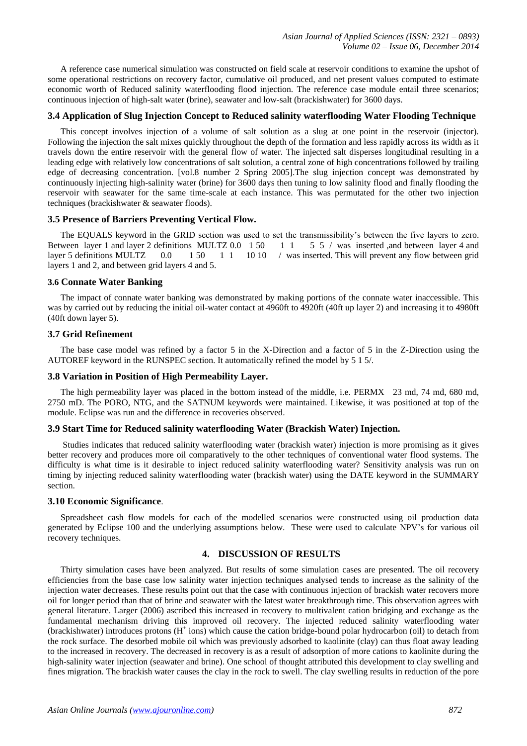A reference case numerical simulation was constructed on field scale at reservoir conditions to examine the upshot of some operational restrictions on recovery factor, cumulative oil produced, and net present values computed to estimate economic worth of Reduced salinity waterflooding flood injection. The reference case module entail three scenarios; continuous injection of high-salt water (brine), seawater and low-salt (brackishwater) for 3600 days.

### 3.4 Application of Slug Injection Concept to Reduced salinity waterflooding Water Flooding Technique

This concept involves injection of a volume of salt solution as a slug at one point in the reservoir (injector). Following the injection the salt mixes quickly throughout the depth of the formation and less rapidly across its width as it travels down the entire reservoir with the general flow of water. The injected salt disperses longitudinal resulting in a leading edge with relatively low concentrations of salt solution, a central zone of high concentrations followed by trailing edge of decreasing concentration. [vol.8 number 2 Spring 2005].The slug injection concept was demonstrated by continuously injecting high-salinity water (brine) for 3600 days then tuning to low salinity flood and finally flooding the reservoir with seawater for the same time-scale at each instance. This was permutated for the other two injection techniques (brackishwater & seawater floods).

### 3.5 Presence of Barriers Preventing Vertical Flow.

The EQUALS keyword in the GRID section was used to set the transmissibility's between the five layers to zero. Between layer 1 and layer 2 definitions MULTZ 0.0 1 50 1 1 5 5 / was inserted ,and between layer 4 and layer 5 definitions MULTZ 0.0 1 50 1 1 10 10 / was inserted. This will prevent any flow between grid layers 1 and 2, and between grid layers 4 and 5.

### 3.6 Connate Water Banking

The impact of connate water banking was demonstrated by making portions of the connate water inaccessible. This was by carried out by reducing the initial oil-water contact at 4960ft to 4920ft (40ft up layer 2) and increasing it to 4980ft (40ft down layer 5).

### 3.7 Grid Refinement

The base case model was refined by a factor 5 in the X-Direction and a factor of 5 in the Z-Direction using the AUTOREF keyword in the RUNSPEC section. It automatically refined the model by 5 1 5/.

### 3.8 Variation in Position of High Permeability Layer.

The high permeability layer was placed in the bottom instead of the middle, i.e. PERMX 23 md, 74 md, 680 md, 2750 mD. The PORO, NTG, and the SATNUM keywords were maintained. Likewise, it was positioned at top of the module. Eclipse was run and the difference in recoveries observed.

### 3.9 Start Time for Reduced salinity waterflooding Water (Brackish Water) Injection.

Studies indicates that reduced salinity waterflooding water (brackish water) injection is more promising as it gives better recovery and produces more oil comparatively to the other techniques of conventional water flood systems. The difficulty is what time is it desirable to inject reduced salinity waterflooding water? Sensitivity analysis was run on timing by injecting reduced salinity waterflooding water (brackish water) using the DATE keyword in the SUMMARY section.

### 3.10 Economic Significance.

Spreadsheet cash flow models for each of the modelled scenarios were constructed using oil production data generated by Eclipse 100 and the underlying assumptions below. These were used to calculate NPV's for various oil recovery techniques.

## 4. DISCUSSION OF RESULTS

Thirty simulation cases have been analyzed. But results of some simulation cases are presented. The oil recovery efficiencies from the base case low salinity water injection techniques analysed tends to increase as the salinity of the injection water decreases. These results point out that the case with continuous injection of brackish water recovers more oil for longer period than that of brine and seawater with the latest water breakthrough time. This observation agrees with general literature. Larger (2006) ascribed this increased in recovery to multivalent cation bridging and exchange as the fundamental mechanism driving this improved oil recovery. The injected reduced salinity waterflooding water (brackishwater) introduces protons ($H^+$ ions) which cause the cation bridge-bound polar hydrocarbon (oil) to detach from the rock surface. The desorbed mobile oil which was previously adsorbed to kaolinite (clay) can thus float away leading to the increased in recovery. The decreased in recovery is as a result of adsorption of more cations to kaolinite during the high-salinity water injection (seawater and brine). One school of thought attributed this development to clay swelling and fines migration. The brackish water causes the clay in the rock to swell. The clay swelling results in reduction of the pore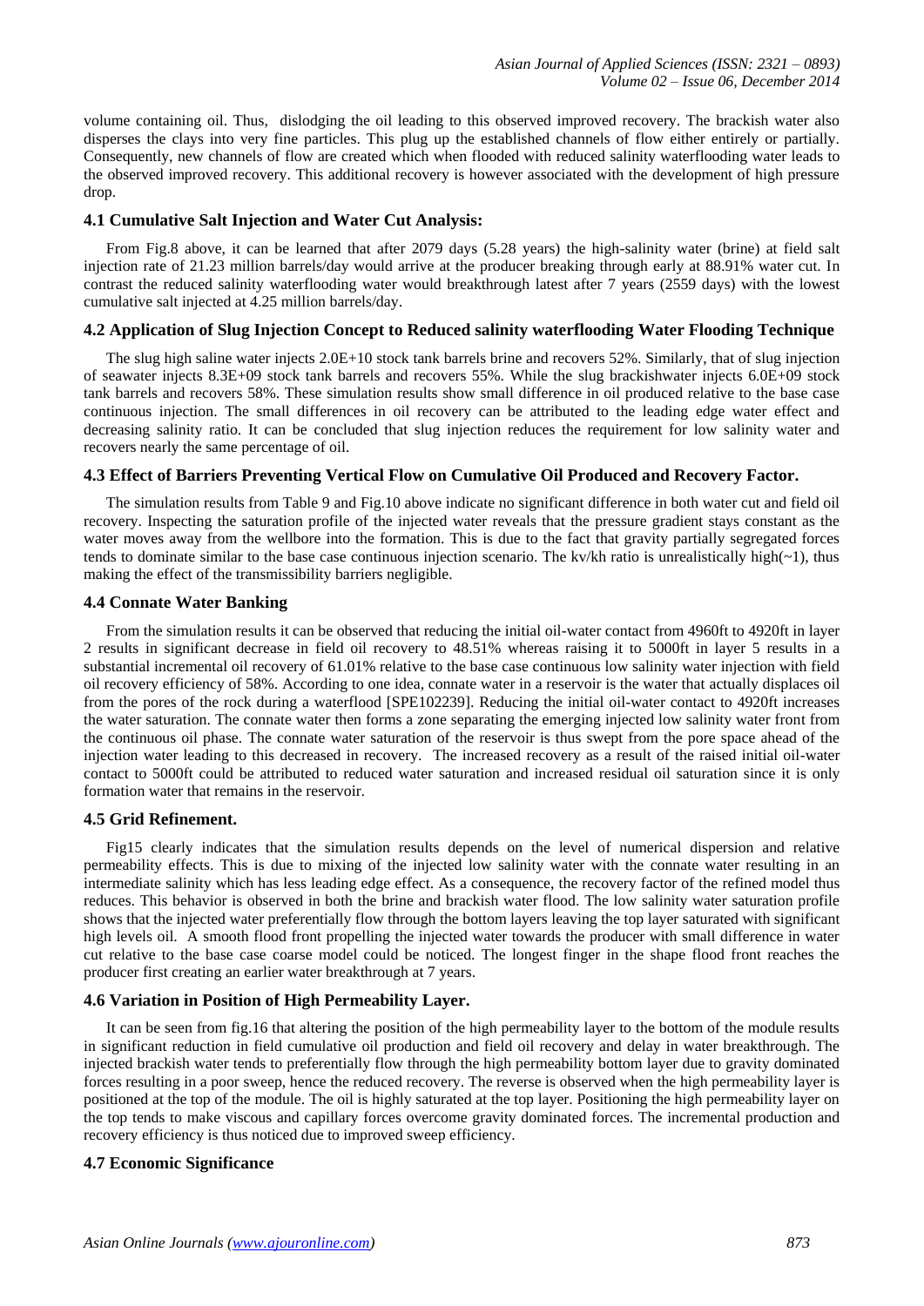volume containing oil. Thus, dislodging the oil leading to this observed improved recovery. The brackish water also disperses the clays into very fine particles. This plug up the established channels of flow either entirely or partially. Consequently, new channels of flow are created which when flooded with reduced salinity waterflooding water leads to the observed improved recovery. This additional recovery is however associated with the development of high pressure drop.

### 4.1 Cumulative Salt Injection and Water Cut Analysis:

From Fig.8 above, it can be learned that after 2079 days (5.28 years) the high-salinity water (brine) at field salt injection rate of 21.23 million barrels/day would arrive at the producer breaking through early at 88.91% water cut. In contrast the reduced salinity waterflooding water would breakthrough latest after 7 years (2559 days) with the lowest cumulative salt injected at 4.25 million barrels/day.

### 4.2 Application of Slug Injection Concept to Reduced salinity waterflooding Water Flooding Technique

The slug high saline water injects 2.0E+10 stock tank barrels brine and recovers 52%. Similarly, that of slug injection of seawater injects 8.3E+09 stock tank barrels and recovers 55%. While the slug brackishwater injects 6.0E+09 stock tank barrels and recovers 58%. These simulation results show small difference in oil produced relative to the base case continuous injection. The small differences in oil recovery can be attributed to the leading edge water effect and decreasing salinity ratio. It can be concluded that slug injection reduces the requirement for low salinity water and recovers nearly the same percentage of oil.

### 4.3 Effect of Barriers Preventing Vertical Flow on Cumulative Oil Produced and Recovery Factor.

The simulation results from Table 9 and Fig.10 above indicate no significant difference in both water cut and field oil recovery. Inspecting the saturation profile of the injected water reveals that the pressure gradient stays constant as the water moves away from the wellbore into the formation. This is due to the fact that gravity partially segregated forces tends to dominate similar to the base case continuous injection scenario. The kv/kh ratio is unrealistically high(~1), thus making the effect of the transmissibility barriers negligible.

### 4.4 Connate Water Banking

From the simulation results it can be observed that reducing the initial oil-water contact from 4960ft to 4920ft in layer 2 results in significant decrease in field oil recovery to 48.51% whereas raising it to 5000ft in layer 5 results in a substantial incremental oil recovery of 61.01% relative to the base case continuous low salinity water injection with field oil recovery efficiency of 58%. According to one idea, connate water in a reservoir is the water that actually displaces oil from the pores of the rock during a waterflood [SPE102239]. Reducing the initial oil-water contact to 4920ft increases the water saturation. The connate water then forms a zone separating the emerging injected low salinity water front from the continuous oil phase. The connate water saturation of the reservoir is thus swept from the pore space ahead of the injection water leading to this decreased in recovery. The increased recovery as a result of the raised initial oil-water contact to 5000ft could be attributed to reduced water saturation and increased residual oil saturation since it is only formation water that remains in the reservoir.

### 4.5 Grid Refinement.

Fig15 clearly indicates that the simulation results depends on the level of numerical dispersion and relative permeability effects. This is due to mixing of the injected low salinity water with the connate water resulting in an intermediate salinity which has less leading edge effect. As a consequence, the recovery factor of the refined model thus reduces. This behavior is observed in both the brine and brackish water flood. The low salinity water saturation profile shows that the injected water preferentially flow through the bottom layers leaving the top layer saturated with significant high levels oil. A smooth flood front propelling the injected water towards the producer with small difference in water cut relative to the base case coarse model could be noticed. The longest finger in the shape flood front reaches the producer first creating an earlier water breakthrough at 7 years.

### 4.6 Variation in Position of High Permeability Layer.

It can be seen from fig.16 that altering the position of the high permeability layer to the bottom of the module results in significant reduction in field cumulative oil production and field oil recovery and delay in water breakthrough. The injected brackish water tends to preferentially flow through the high permeability bottom layer due to gravity dominated forces resulting in a poor sweep, hence the reduced recovery. The reverse is observed when the high permeability layer is positioned at the top of the module. The oil is highly saturated at the top layer. Positioning the high permeability layer on the top tends to make viscous and capillary forces overcome gravity dominated forces. The incremental production and recovery efficiency is thus noticed due to improved sweep efficiency.

### 4.7 Economic Significance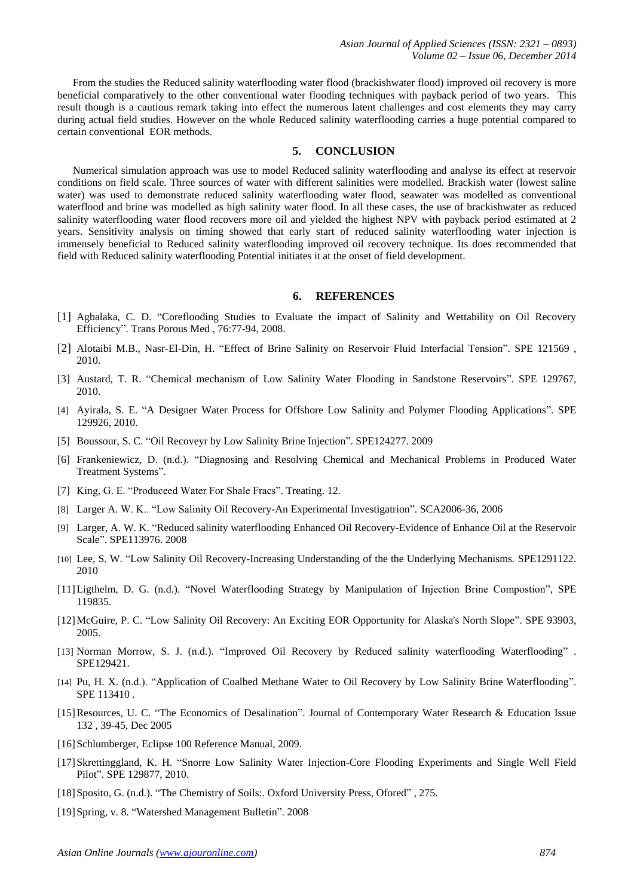From the studies the Reduced salinity waterflooding water flood (brackishwater flood) improved oil recovery is more beneficial comparatively to the other conventional water flooding techniques with payback period of two years. This result though is a cautious remark taking into effect the numerous latent challenges and cost elements they may carry during actual field studies. However on the whole Reduced salinity waterflooding carries a huge potential compared to certain conventional EOR methods.

## 5. CONCLUSION

Numerical simulation approach was use to model Reduced salinity waterflooding and analyse its effect at reservoir conditions on field scale. Three sources of water with different salinities were modelled. Brackish water (lowest saline water) was used to demonstrate reduced salinity waterflooding water flood, seawater was modelled as conventional waterflood and brine was modelled as high salinity water flood. In all these cases, the use of brackishwater as reduced salinity waterflooding water flood recovers more oil and yielded the highest NPV with payback period estimated at 2 years. Sensitivity analysis on timing showed that early start of reduced salinity waterflooding water injection is immensely beneficial to Reduced salinity waterflooding improved oil recovery technique. Its does recommended that field with Reduced salinity waterflooding Potential initiates it at the onset of field development.

## 6. REFERENCES

[1] Agbalaka, C. D. "Coreflooding Studies to Evaluate the impact of Salinity and Wettability on Oil Recovery Efficiency". Trans Porous Med , 76:77-94, 2008.

[2] Alotaibi M.B., Nasr-El-Din, H. "Effect of Brine Salinity on Reservoir Fluid Interfacial Tension". SPE 121569 , 2010.

[3] Austard, T. R. "Chemical mechanism of Low Salinity Water Flooding in Sandstone Reservoirs". SPE 129767, 2010.

[4] Ayirala, S. E. "A Designer Water Process for Offshore Low Salinity and Polymer Flooding Applications". SPE 129926, 2010.

[5] Boussour, S. C. "Oil Recoveyr by Low Salinity Brine Injection". SPE124277. 2009

[6] Frankeniewicz, D. (n.d.). "Diagnosing and Resolving Chemical and Mechanical Problems in Produced Water Treatment Systems".

[7] King, G. E. "Produceed Water For Shale Fracs". Treating. 12.

[8] Larger A. W. K.. "Low Salinity Oil Recovery-An Experimental Investigatrion". SCA2006-36, 2006

[9] Larger, A. W. K. "Reduced salinity waterflooding Enhanced Oil Recovery-Evidence of Enhance Oil at the Reservoir Scale". SPE113976. 2008

[10] Lee, S. W. "Low Salinity Oil Recovery-Increasing Understanding of the the Underlying Mechanisms. SPE1291122. 2010

[11] Ligthelm, D. G. (n.d.). "Novel Waterflooding Strategy by Manipulation of Injection Brine Compostion", SPE 119835.

[12] McGuire, P. C. "Low Salinity Oil Recovery: An Exciting EOR Opportunity for Alaska's North Slope". SPE 93903, 2005.

[13] Norman Morrow, S. J. (n.d.). "Improved Oil Recovery by Reduced salinity waterflooding Waterflooding" . SPE129421.

[14] Pu, H. X. (n.d.). "Application of Coalbed Methane Water to Oil Recovery by Low Salinity Brine Waterflooding". SPE 113410 .

[15] Resources, U. C. "The Economics of Desalination". Journal of Contemporary Water Research & Education Issue 132 , 39-45, Dec 2005

[16] Schlumberger, Eclipse 100 Reference Manual, 2009.

[17] Skrettinggland, K. H. "Snorre Low Salinity Water Injection-Core Flooding Experiments and Single Well Field Pilot". SPE 129877, 2010.

[18] Sposito, G. (n.d.). "The Chemistry of Soils:. Oxford University Press, Ofored" , 275.

[19] Spring, v. 8. "Watershed Management Bulletin". 2008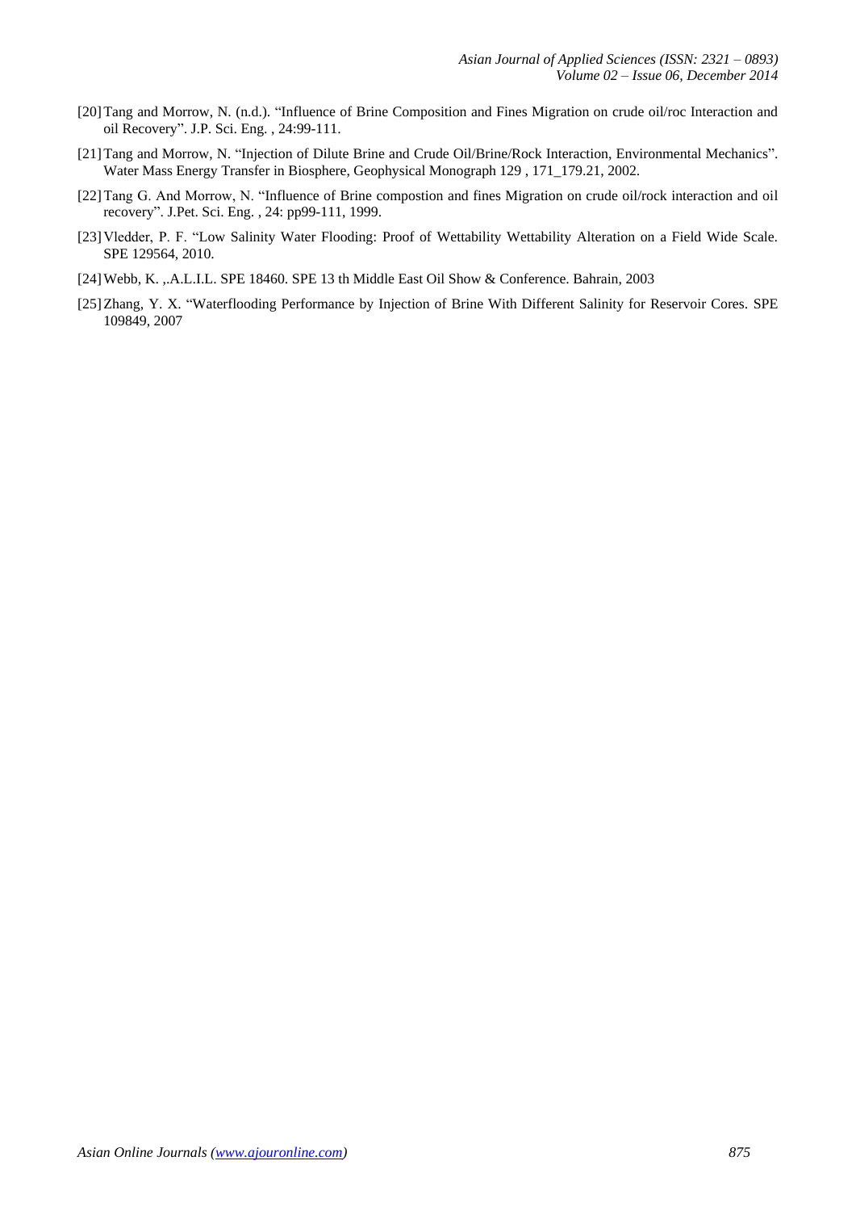[20] Tang and Morrow, N. (n.d.). "Influence of Brine Composition and Fines Migration on crude oil/roc Interaction and oil Recovery". J.P. Sci. Eng. , 24:99-111.

[21] Tang and Morrow, N. "Injection of Dilute Brine and Crude Oil/Brine/Rock Interaction, Environmental Mechanics". Water Mass Energy Transfer in Biosphere, Geophysical Monograph 129 , 171_179.21, 2002.

[22] Tang G. And Morrow, N. "Influence of Brine compostion and fines Migration on crude oil/rock interaction and oil recovery". J.Pet. Sci. Eng. , 24: pp99-111, 1999.

[23] Vledder, P. F. "Low Salinity Water Flooding: Proof of Wettability Wettability Alteration on a Field Wide Scale. SPE 129564, 2010.

[24] Webb, K. ,.A.L.I.L. SPE 18460. SPE 13 th Middle East Oil Show & Conference. Bahrain, 2003

[25] Zhang, Y. X. "Waterflooding Performance by Injection of Brine With Different Salinity for Reservoir Cores. SPE 109849, 2007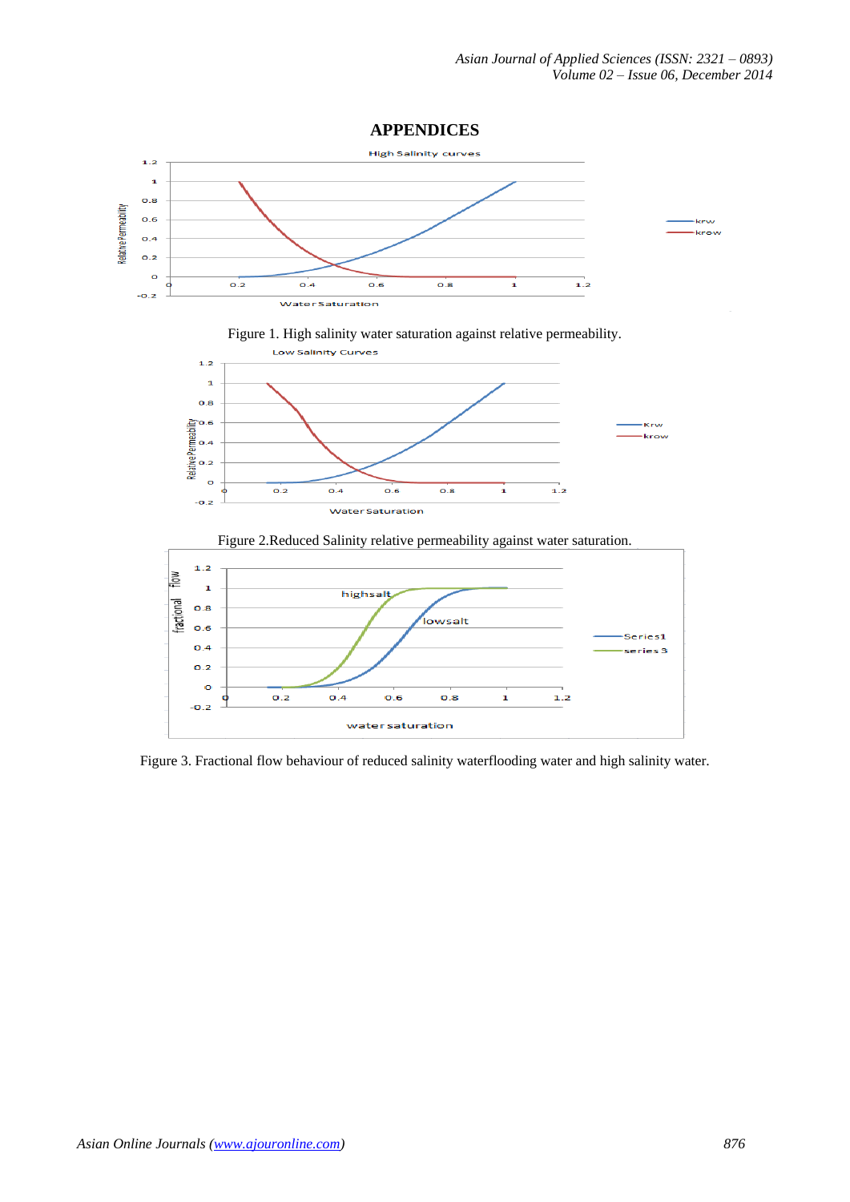# APPENDICES

Figure 1. High salinity water saturation against relative permeability.

Figure 2.Reduced Salinity relative permeability against water saturation.

Figure 3. Fractional flow behaviour of reduced salinity waterflooding water and high salinity water.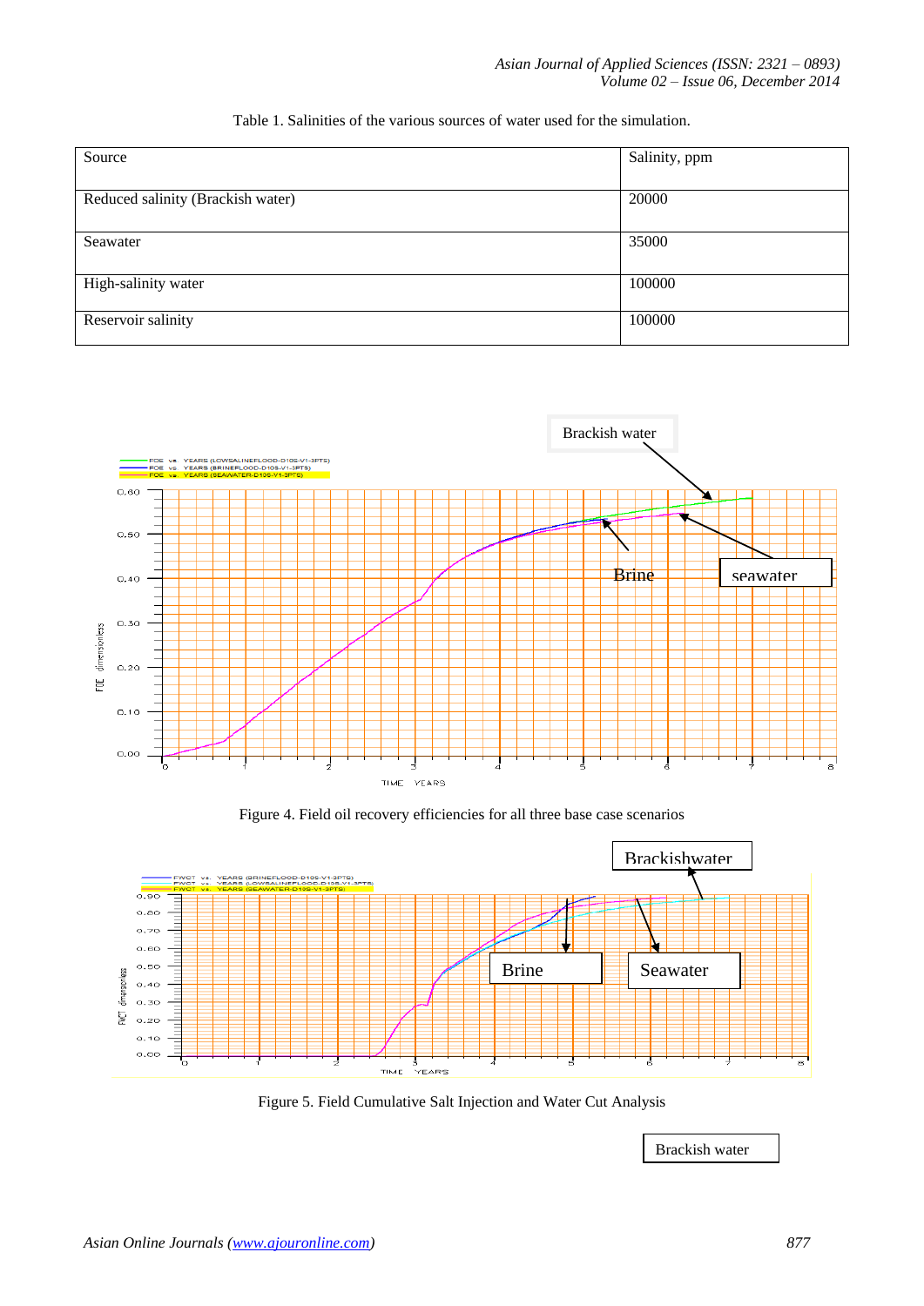Table 1. Salinities of the various sources of water used for the simulation.

| Source | Salinity, ppm |
|---|---|
| Reduced salinity (Brackish water) | 20000 |
| Seawater | 35000 |
| High-salinity water | 100000 |
| Reservoir salinity | 100000 |

Brackish water

Brine

seawater

Figure 4. Field oil recovery efficiencies for all three base case scenarios

Brackishwater

Brine

Seawater

Figure 5. Field Cumulative Salt Injection and Water Cut Analysis

Brackish water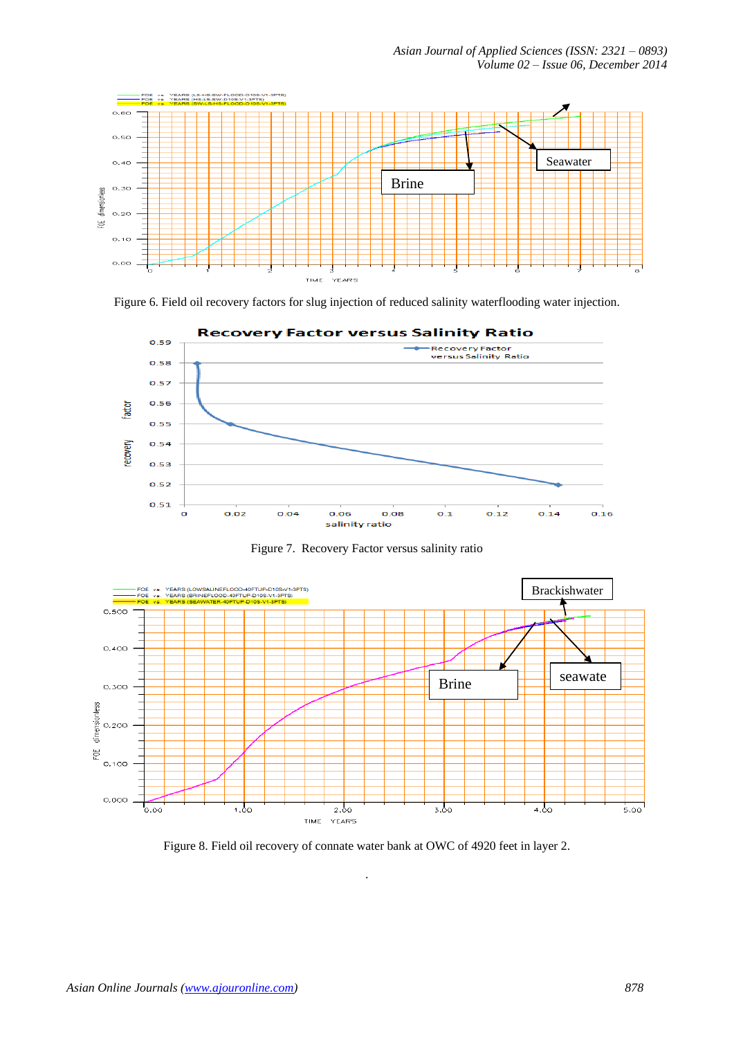Figure 6. Field oil recovery factors for slug injection of reduced salinity waterflooding water injection.

Figure 7. Recovery Factor versus salinity ratio

Figure 8. Field oil recovery of connate water bank at OWC of 4920 feet in layer 2.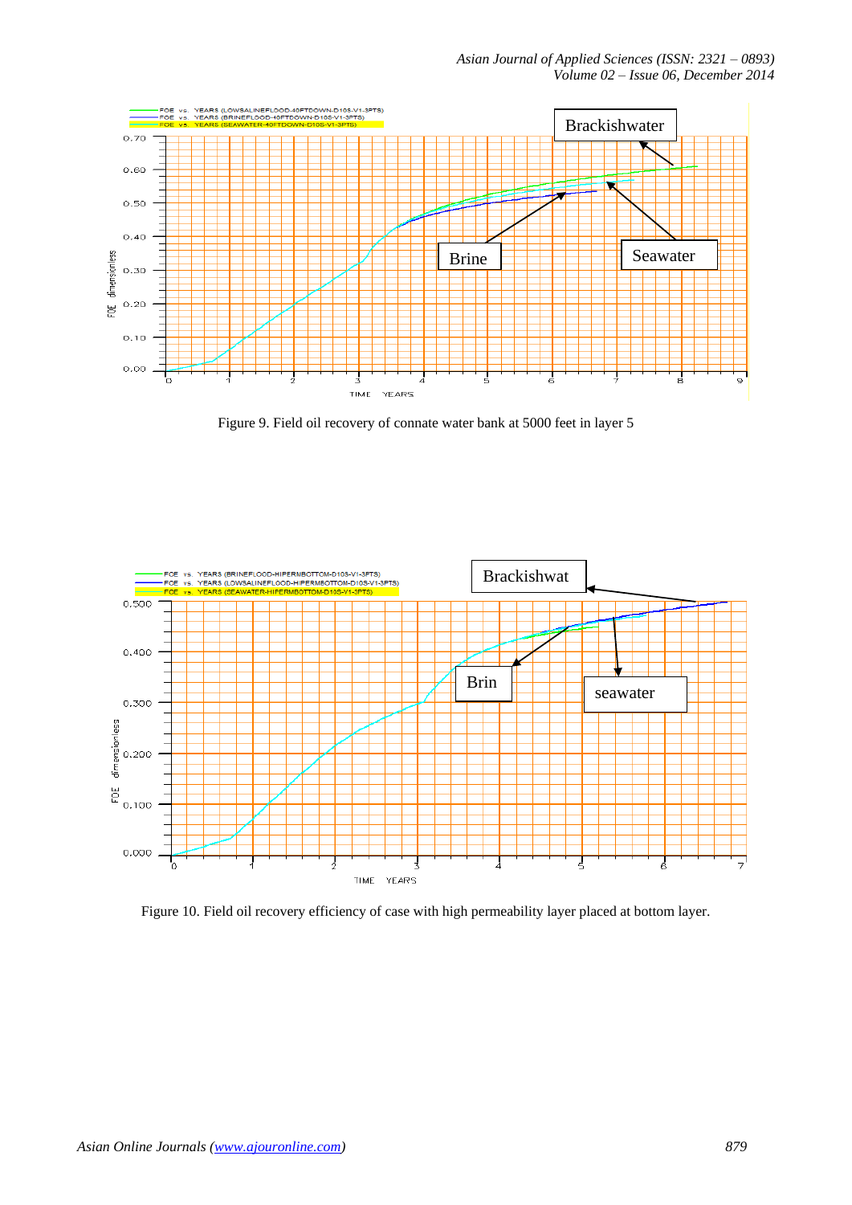Figure 9. Field oil recovery of connate water bank at 5000 feet in layer 5

Figure 10. Field oil recovery efficiency of case with high permeability layer placed at bottom layer.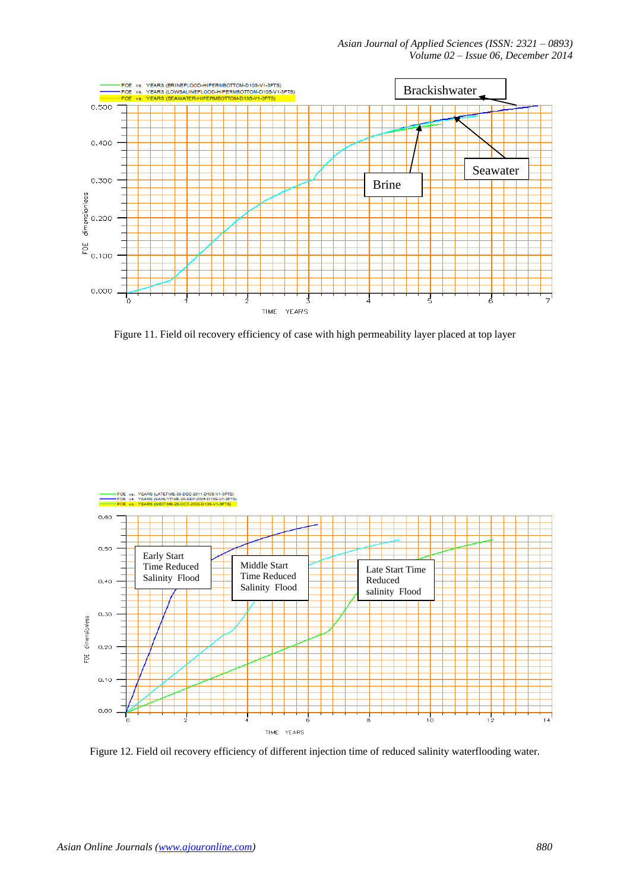Figure 11. Field oil recovery efficiency of case with high permeability layer placed at top layer

Figure 12. Field oil recovery efficiency of different injection time of reduced salinity waterflooding water.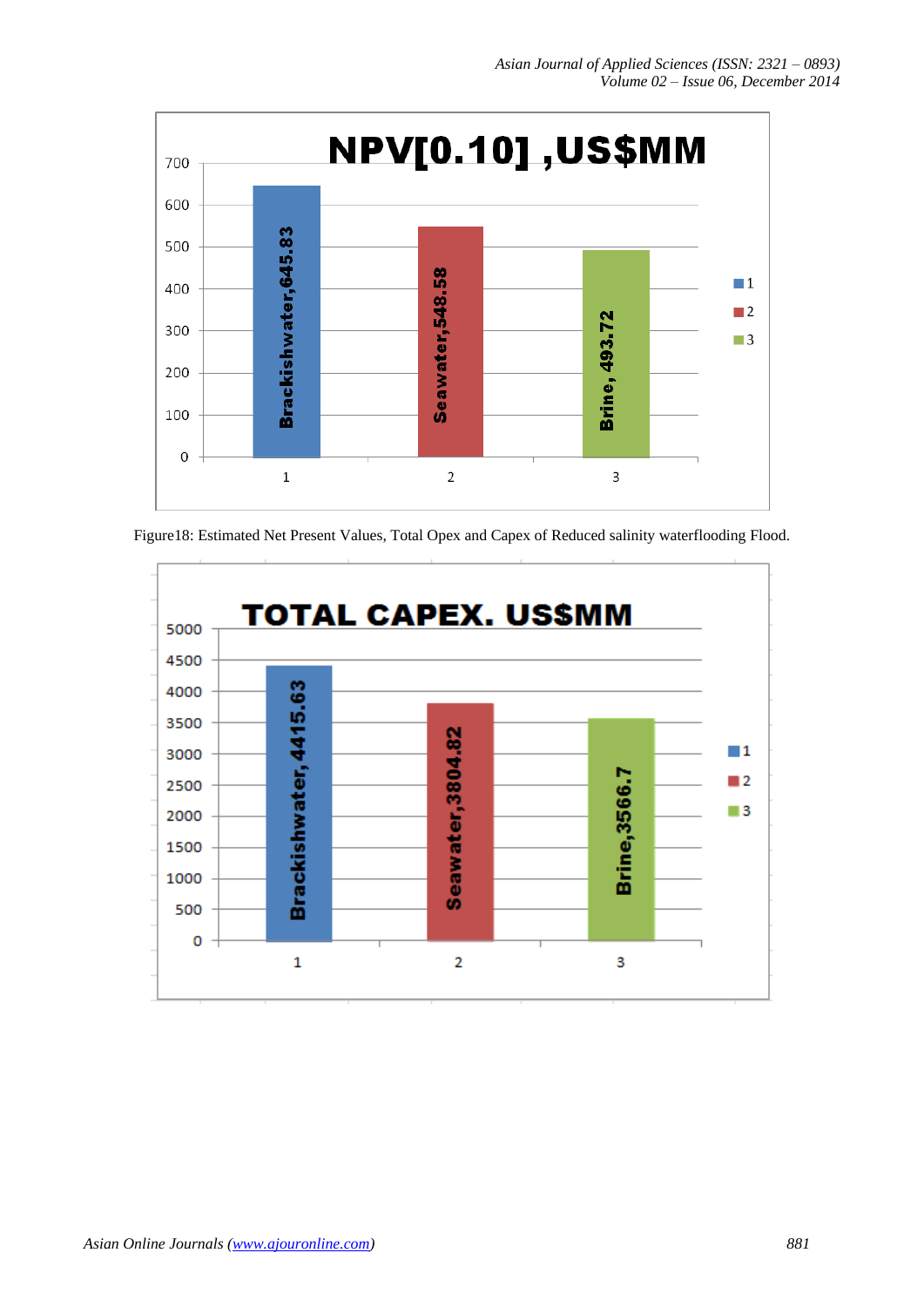Figure18: Estimated Net Present Values, Total Opex and Capex of Reduced salinity waterflooding Flood.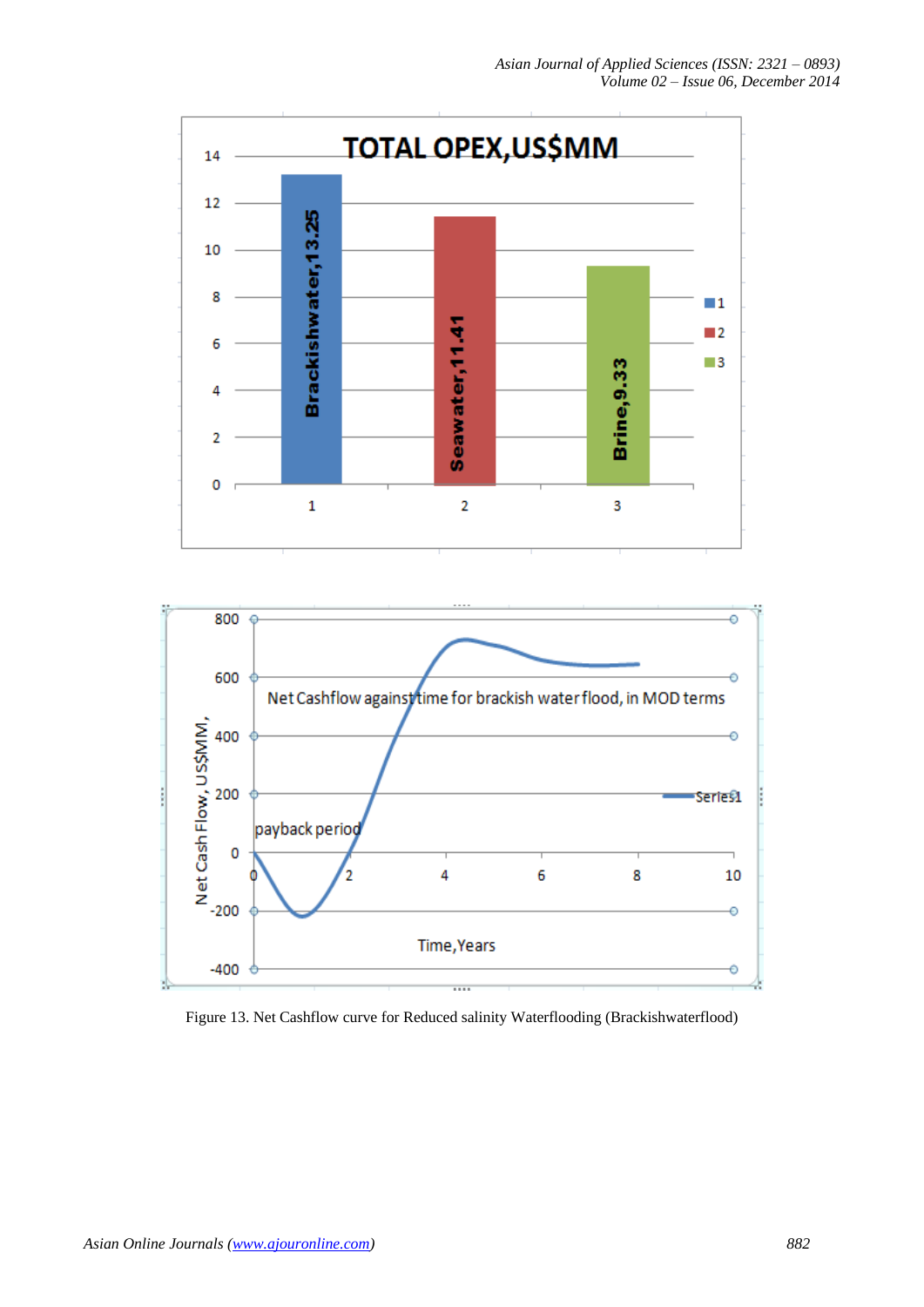TOTAL OPEX,US$MM

14
12
10
8
6
4
2
0

Brackishwater,13.25
Seawater,11.41
Brine,9.33

1
2
3

1
2
3

800
600
400
200
0
-200
-400

Net Cash Flow, US$MM,

Net Cashflow against time for brackish water flood, in MOD terms

payback period

Series1

0
2
4
6
8
10

Time,Years

Figure 13. Net Cashflow curve for Reduced salinity Waterflooding (Brackishwaterflood)